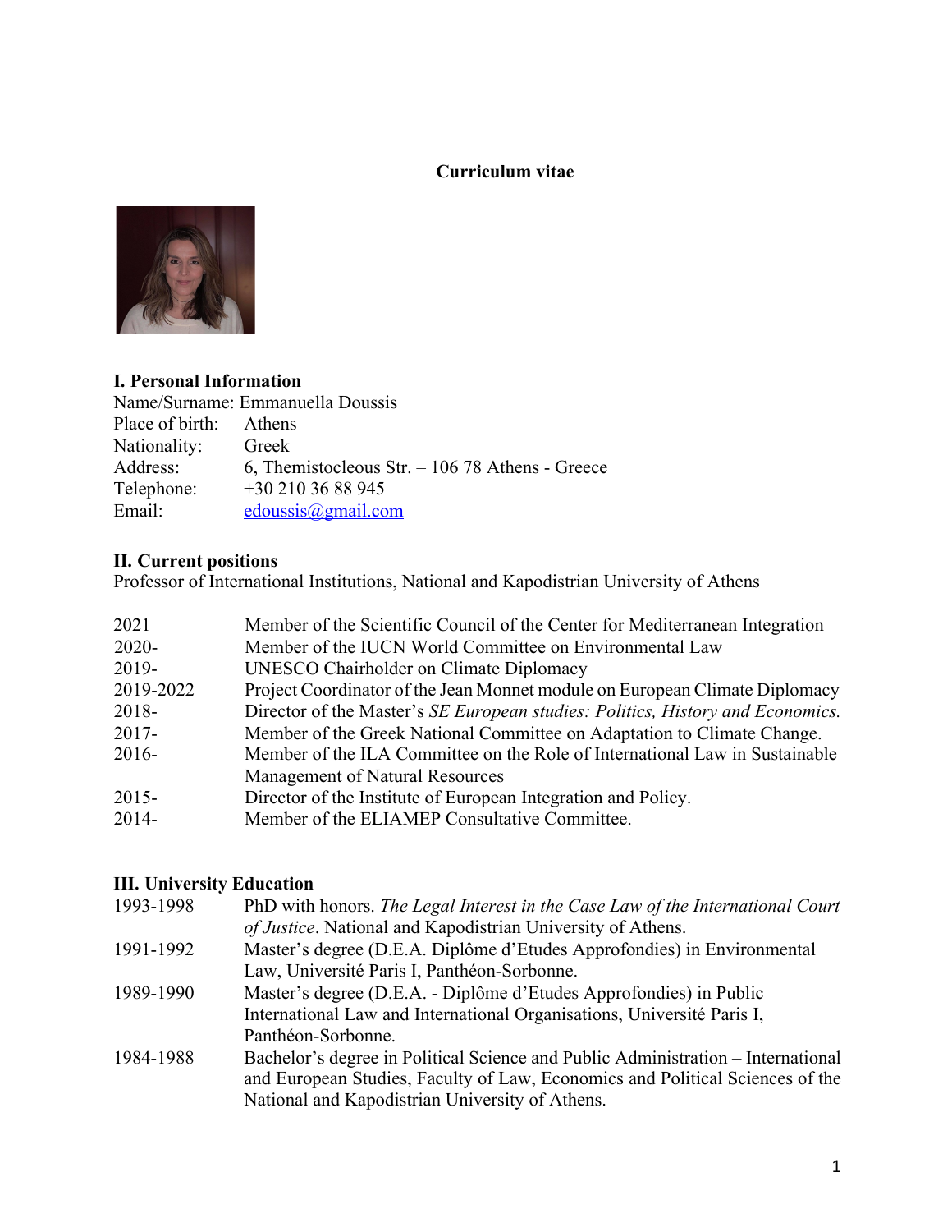**Curriculum vitae**

**I. Personal Information**

Name/Surname: Emmanuella Doussis
Place of birth: Athens
Nationality: Greek
Address: 6, Themistocleous Str. – 106 78 Athens - Greece
Telephone: +30 210 36 88 945
Email: edoussis@gmail.com

**II. Current positions**

Professor of International Institutions, National and Kapodistrian University of Athens

| | |
|---|---|
| 2021 | Member of the Scientific Council of the Center for Mediterranean Integration |
| 2020- | Member of the IUCN World Committee on Environmental Law |
| 2019- | UNESCO Chairholder on Climate Diplomacy |
| 2019-2022 | Project Coordinator of the Jean Monnet module on European Climate Diplomacy |
| 2018- | Director of the Master's *SE European studies: Politics, History and Economics.* |
| 2017- | Member of the Greek National Committee on Adaptation to Climate Change. |
| 2016- | Member of the ILA Committee on the Role of International Law in Sustainable Management of Natural Resources |
| 2015- | Director of the Institute of European Integration and Policy. |
| 2014- | Member of the ELIAMEP Consultative Committee. |

**III. University Education**

| | |
|---|---|
| 1993-1998 | PhD with honors. *The Legal Interest in the Case Law of the International Court of Justice*. National and Kapodistrian University of Athens. |
| 1991-1992 | Master's degree (D.E.A. Diplôme d'Etudes Approfondies) in Environmental Law, Université Paris I, Panthéon-Sorbonne. |
| 1989-1990 | Master's degree (D.E.A. - Diplôme d'Etudes Approfondies) in Public International Law and International Organisations, Université Paris I, Panthéon-Sorbonne. |
| 1984-1988 | Bachelor's degree in Political Science and Public Administration – International and European Studies, Faculty of Law, Economics and Political Sciences of the National and Kapodistrian University of Athens. |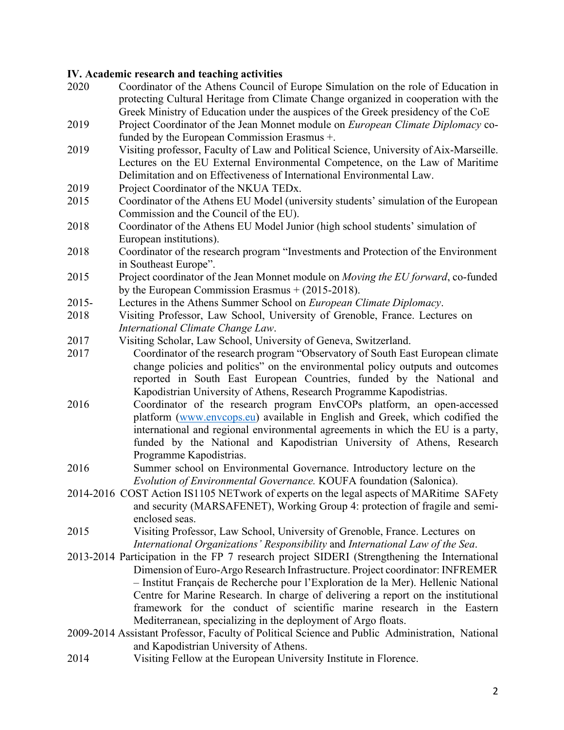### IV. Academic research and teaching activities

2020 Coordinator of the Athens Council of Europe Simulation on the role of Education in protecting Cultural Heritage from Climate Change organized in cooperation with the Greek Ministry of Education under the auspices of the Greek presidency of the CoE

2019 Project Coordinator of the Jean Monnet module on *European Climate Diplomacy* co-funded by the European Commission Erasmus +.

2019 Visiting professor, Faculty of Law and Political Science, University of Aix-Marseille. Lectures on the EU External Environmental Competence, on the Law of Maritime Delimitation and on Effectiveness of International Environmental Law.

2019 Project Coordinator of the NKUA TEDx.

2015 Coordinator of the Athens EU Model (university students' simulation of the European Commission and the Council of the EU).

2018 Coordinator of the Athens EU Model Junior (high school students' simulation of European institutions).

2018 Coordinator of the research program "Investments and Protection of the Environment in Southeast Europe".

2015 Project coordinator of the Jean Monnet module on *Moving the EU forward*, co-funded by the European Commission Erasmus + (2015-2018).

2015- Lectures in the Athens Summer School on *European Climate Diplomacy*.

2018 Visiting Professor, Law School, University of Grenoble, France. Lectures on *International Climate Change Law*.

2017 Visiting Scholar, Law School, University of Geneva, Switzerland.

2017 Coordinator of the research program "Observatory of South East European climate change policies and politics" on the environmental policy outputs and outcomes reported in South East European Countries, funded by the National and Kapodistrian University of Athens, Research Programme Kapodistrias.

2016 Coordinator of the research program EnvCOPs platform, an open-accessed platform (www.envcops.eu) available in English and Greek, which codified the international and regional environmental agreements in which the EU is a party, funded by the National and Kapodistrian University of Athens, Research Programme Kapodistrias.

2016 Summer school on Environmental Governance. Introductory lecture on the *Evolution of Environmental Governance.* KOUFA foundation (Salonica).

2014-2016 COST Action IS1105 NETwork of experts on the legal aspects of MARitime SAFety and security (MARSAFENET), Working Group 4: protection of fragile and semi-enclosed seas.

2015 Visiting Professor, Law School, University of Grenoble, France. Lectures on *International Organizations' Responsibility* and *International Law of the Sea*.

2013-2014 Participation in the FP 7 research project SIDERI (Strengthening the International Dimension of Euro-Argo Research Infrastructure. Project coordinator: INFREMER – Institut Français de Recherche pour l'Exploration de la Mer). Hellenic National Centre for Marine Research. In charge of delivering a report on the institutional framework for the conduct of scientific marine research in the Eastern Mediterranean, specializing in the deployment of Argo floats.

2009-2014 Assistant Professor, Faculty of Political Science and Public Administration, National and Kapodistrian University of Athens.

2014 Visiting Fellow at the European University Institute in Florence.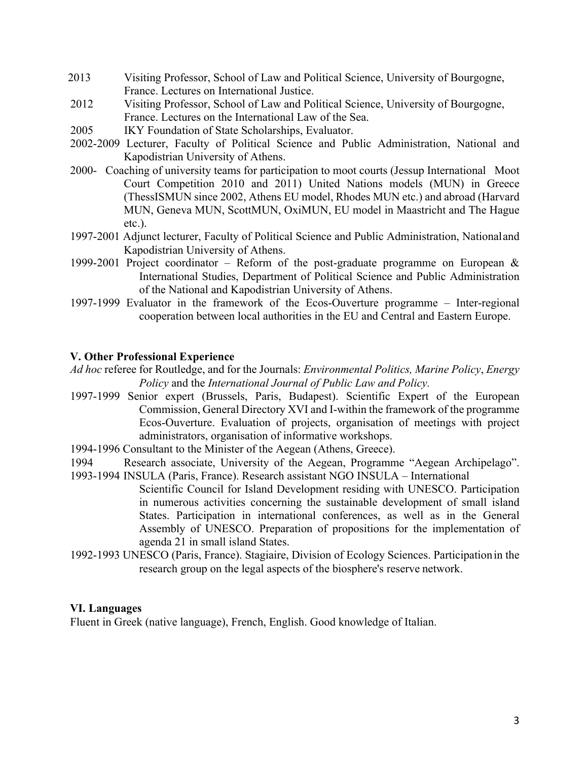2013 Visiting Professor, School of Law and Political Science, University of Bourgogne, France. Lectures on International Justice.

2012 Visiting Professor, School of Law and Political Science, University of Bourgogne, France. Lectures on the International Law of the Sea.

2005 IKY Foundation of State Scholarships, Evaluator.

2002-2009 Lecturer, Faculty of Political Science and Public Administration, National and Kapodistrian University of Athens.

2000- Coaching of university teams for participation to moot courts (Jessup International Moot Court Competition 2010 and 2011) United Nations models (MUN) in Greece (ThessISMUN since 2002, Athens EU model, Rhodes MUN etc.) and abroad (Harvard MUN, Geneva MUN, ScottMUN, OxiMUN, EU model in Maastricht and The Hague etc.).

1997-2001 Adjunct lecturer, Faculty of Political Science and Public Administration, National and Kapodistrian University of Athens.

1999-2001 Project coordinator – Reform of the post-graduate programme on European & International Studies, Department of Political Science and Public Administration of the National and Kapodistrian University of Athens.

1997-1999 Evaluator in the framework of the Ecos-Ouverture programme – Inter-regional cooperation between local authorities in the EU and Central and Eastern Europe.

### V. Other Professional Experience

*Ad hoc* referee for Routledge, and for the Journals: *Environmental Politics, Marine Policy*, *Energy Policy* and the *International Journal of Public Law and Policy.*

1997-1999 Senior expert (Brussels, Paris, Budapest). Scientific Expert of the European Commission, General Directory XVI and I-within the framework of the programme Ecos-Ouverture. Evaluation of projects, organisation of meetings with project administrators, organisation of informative workshops.

1994-1996 Consultant to the Minister of the Aegean (Athens, Greece).

1994 Research associate, University of the Aegean, Programme "Aegean Archipelago".

1993-1994 INSULA (Paris, France). Research assistant NGO INSULA – International Scientific Council for Island Development residing with UNESCO. Participation in numerous activities concerning the sustainable development of small island States. Participation in international conferences, as well as in the General Assembly of UNESCO. Preparation of propositions for the implementation of agenda 21 in small island States.

1992-1993 UNESCO (Paris, France). Stagiaire, Division of Ecology Sciences. Participation in the research group on the legal aspects of the biosphere's reserve network.

### VI. Languages

Fluent in Greek (native language), French, English. Good knowledge of Italian.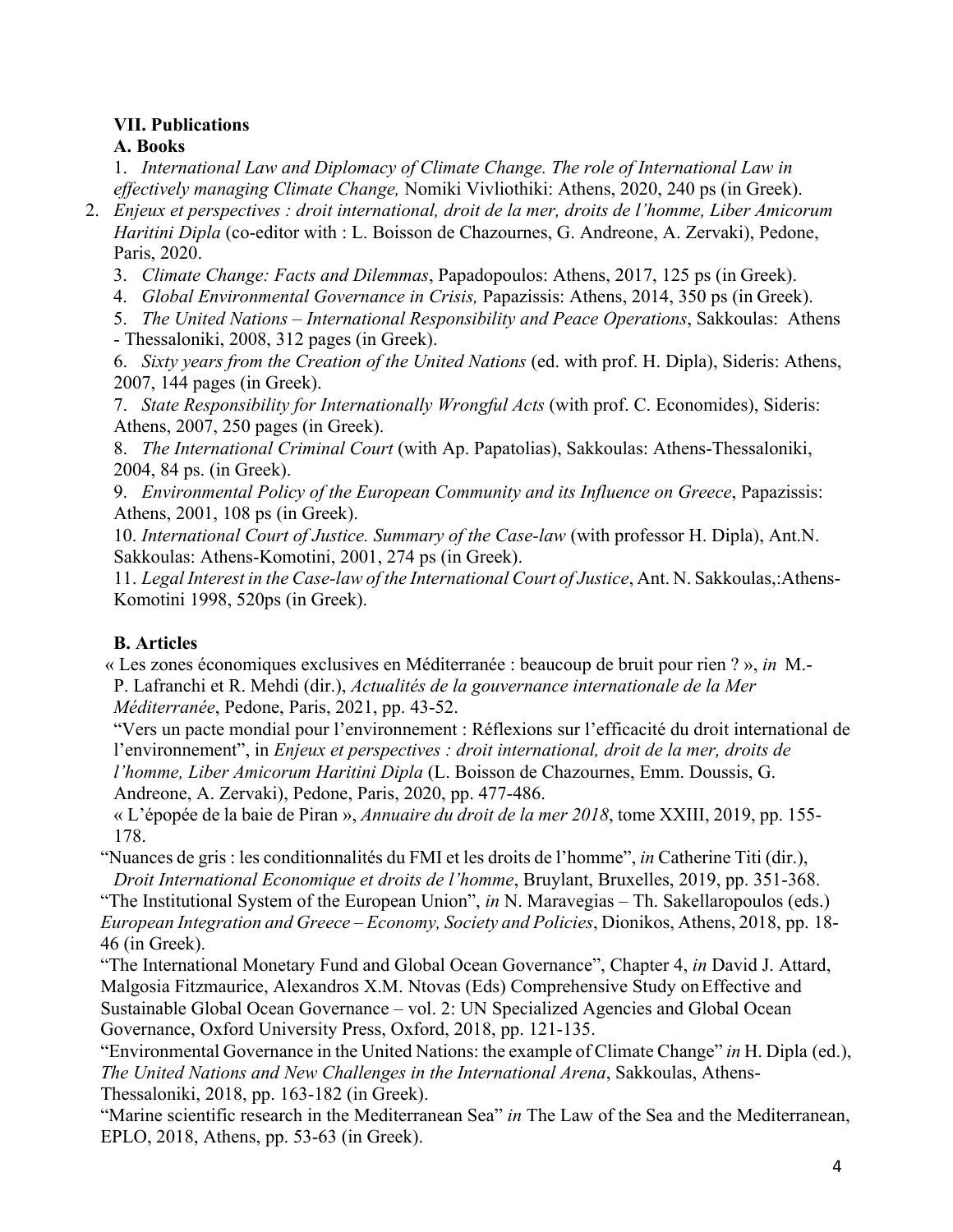## VII. Publications

### A. Books

1. *International Law and Diplomacy of Climate Change. The role of International Law in effectively managing Climate Change,* Nomiki Vivliothiki: Athens, 2020, 240 ps (in Greek).
2. *Enjeux et perspectives : droit international, droit de la mer, droits de l'homme, Liber Amicorum Haritini Dipla* (co-editor with : L. Boisson de Chazournes, G. Andreone, A. Zervaki), Pedone, Paris, 2020.
3. *Climate Change: Facts and Dilemmas*, Papadopoulos: Athens, 2017, 125 ps (in Greek).
4. *Global Environmental Governance in Crisis,* Papazissis: Athens, 2014, 350 ps (in Greek).
5. *The United Nations – International Responsibility and Peace Operations*, Sakkoulas: Athens - Thessaloniki, 2008, 312 pages (in Greek).
6. *Sixty years from the Creation of the United Nations* (ed. with prof. H. Dipla), Sideris: Athens, 2007, 144 pages (in Greek).
7. *State Responsibility for Internationally Wrongful Acts* (with prof. C. Economides), Sideris: Athens, 2007, 250 pages (in Greek).
8. *The International Criminal Court* (with Ap. Papatolias), Sakkoulas: Athens-Thessaloniki, 2004, 84 ps. (in Greek).
9. *Environmental Policy of the European Community and its Influence on Greece*, Papazissis: Athens, 2001, 108 ps (in Greek).
10. *International Court of Justice. Summary of the Case-law* (with professor H. Dipla), Ant.N. Sakkoulas: Athens-Komotini, 2001, 274 ps (in Greek).
11. *Legal Interest in the Case-law of the International Court of Justice*, Ant. N. Sakkoulas,:Athens-Komotini 1998, 520ps (in Greek).

### B. Articles

« Les zones économiques exclusives en Méditerranée : beaucoup de bruit pour rien ? », *in* M.-P. Lafranchi et R. Mehdi (dir.), *Actualités de la gouvernance internationale de la Mer Méditerranée*, Pedone, Paris, 2021, pp. 43-52.

"Vers un pacte mondial pour l'environnement : Réflexions sur l'efficacité du droit international de l'environnement", in *Enjeux et perspectives : droit international, droit de la mer, droits de l'homme, Liber Amicorum Haritini Dipla* (L. Boisson de Chazournes, Emm. Doussis, G. Andreone, A. Zervaki), Pedone, Paris, 2020, pp. 477-486.

« L'épopée de la baie de Piran », *Annuaire du droit de la mer 2018*, tome XXIII, 2019, pp. 155-178.

"Nuances de gris : les conditionnalités du FMI et les droits de l'homme", *in* Catherine Titi (dir.), *Droit International Economique et droits de l'homme*, Bruylant, Bruxelles, 2019, pp. 351-368.

"The Institutional System of the European Union", *in* N. Maravegias – Th. Sakellaropoulos (eds.) *European Integration and Greece – Economy, Society and Policies*, Dionikos, Athens, 2018, pp. 18-46 (in Greek).

"The International Monetary Fund and Global Ocean Governance", Chapter 4, *in* David J. Attard, Malgosia Fitzmaurice, Alexandros X.M. Ntovas (Eds) Comprehensive Study on Effective and Sustainable Global Ocean Governance – vol. 2: UN Specialized Agencies and Global Ocean Governance, Oxford University Press, Oxford, 2018, pp. 121-135.

"Environmental Governance in the United Nations: the example of Climate Change" *in* H. Dipla (ed.), *The United Nations and New Challenges in the International Arena*, Sakkoulas, Athens-Thessaloniki, 2018, pp. 163-182 (in Greek).

"Marine scientific research in the Mediterranean Sea" *in* The Law of the Sea and the Mediterranean, EPLO, 2018, Athens, pp. 53-63 (in Greek).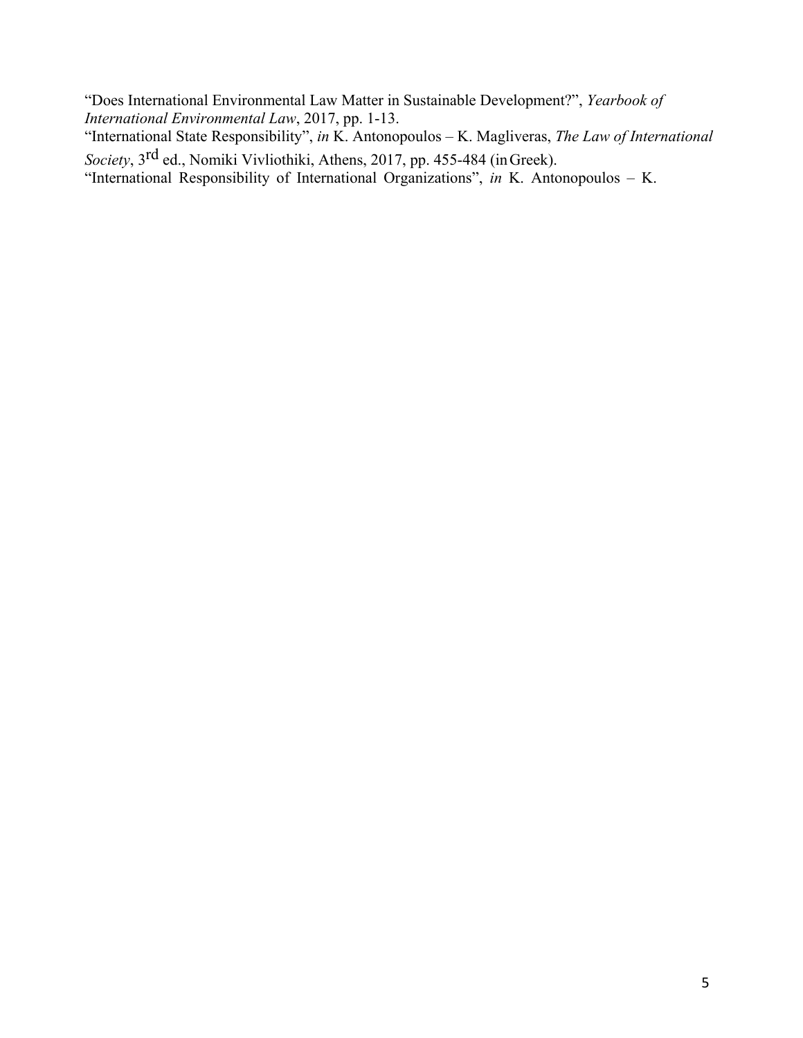"Does International Environmental Law Matter in Sustainable Development?", *Yearbook of International Environmental Law*, 2017, pp. 1-13.

"International State Responsibility", *in* K. Antonopoulos – K. Magliveras, *The Law of International Society*, 3rd ed., Nomiki Vivliothiki, Athens, 2017, pp. 455-484 (in Greek).

"International Responsibility of International Organizations", *in* K. Antonopoulos – K.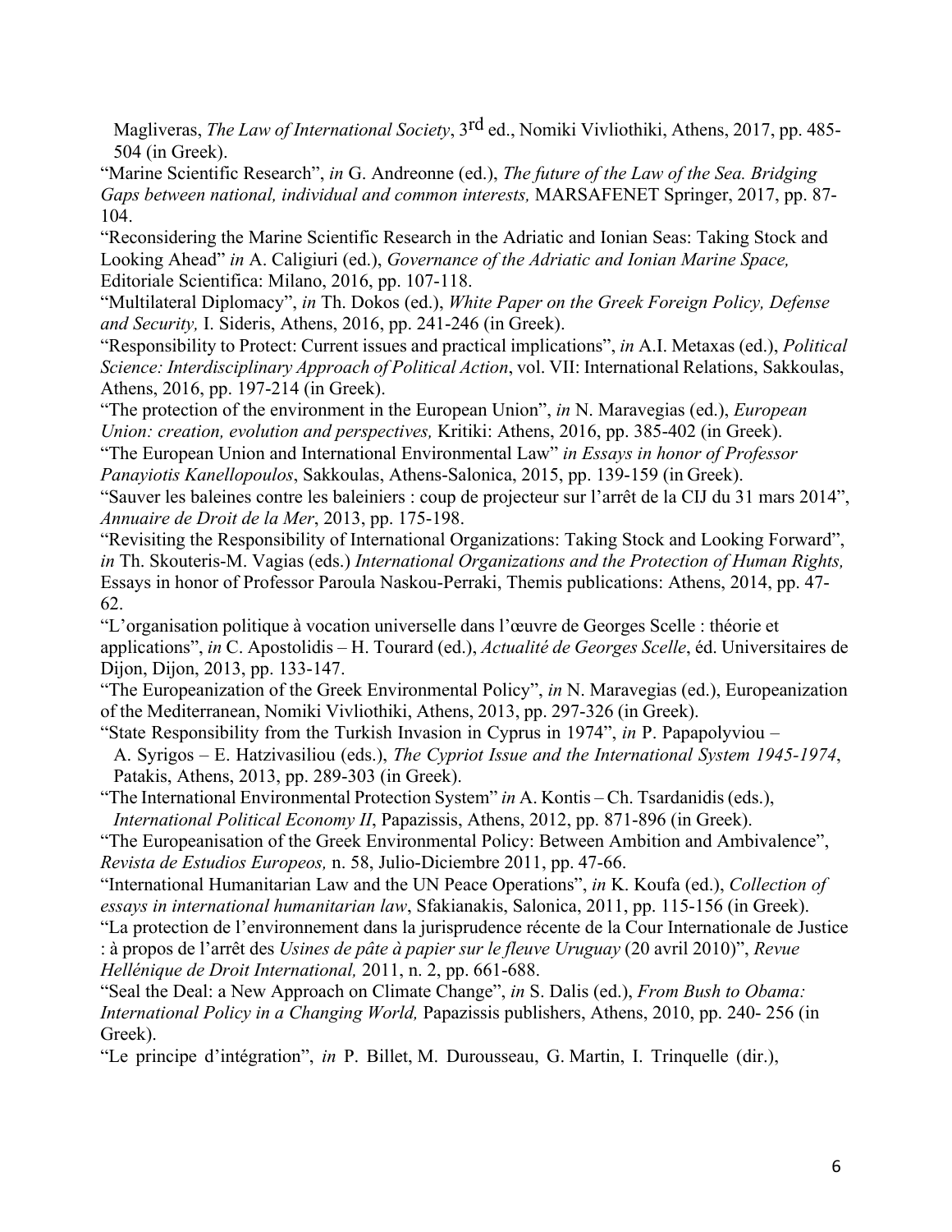Magliveras, *The Law of International Society*, 3rd ed., Nomiki Vivliothiki, Athens, 2017, pp. 485-504 (in Greek).

"Marine Scientific Research", *in* G. Andreonne (ed.), *The future of the Law of the Sea. Bridging Gaps between national, individual and common interests,* MARSAFENET Springer, 2017, pp. 87-104.

"Reconsidering the Marine Scientific Research in the Adriatic and Ionian Seas: Taking Stock and Looking Ahead" *in* A. Caligiuri (ed.), *Governance of the Adriatic and Ionian Marine Space,* Editoriale Scientifica: Milano, 2016, pp. 107-118.

"Multilateral Diplomacy", *in* Th. Dokos (ed.), *White Paper on the Greek Foreign Policy, Defense and Security,* I. Sideris, Athens, 2016, pp. 241-246 (in Greek).

"Responsibility to Protect: Current issues and practical implications", *in* A.I. Metaxas (ed.), *Political Science: Interdisciplinary Approach of Political Action*, vol. VII: International Relations, Sakkoulas, Athens, 2016, pp. 197-214 (in Greek).

"The protection of the environment in the European Union", *in* N. Maravegias (ed.), *European Union: creation, evolution and perspectives,* Kritiki: Athens, 2016, pp. 385-402 (in Greek).

"The European Union and International Environmental Law" *in Essays in honor of Professor Panayiotis Kanellopoulos*, Sakkoulas, Athens-Salonica, 2015, pp. 139-159 (in Greek).

"Sauver les baleines contre les baleiniers : coup de projecteur sur l'arrêt de la CIJ du 31 mars 2014", *Annuaire de Droit de la Mer*, 2013, pp. 175-198.

"Revisiting the Responsibility of International Organizations: Taking Stock and Looking Forward", *in* Th. Skouteris-M. Vagias (eds.) *International Organizations and the Protection of Human Rights,* Essays in honor of Professor Paroula Naskou-Perraki, Themis publications: Athens, 2014, pp. 47-62.

"L'organisation politique à vocation universelle dans l'œuvre de Georges Scelle : théorie et applications", *in* C. Apostolidis – H. Tourard (ed.), *Actualité de Georges Scelle*, éd. Universitaires de Dijon, Dijon, 2013, pp. 133-147.

"The Europeanization of the Greek Environmental Policy", *in* N. Maravegias (ed.), Europeanization of the Mediterranean, Nomiki Vivliothiki, Athens, 2013, pp. 297-326 (in Greek).

"State Responsibility from the Turkish Invasion in Cyprus in 1974", *in* P. Papapolyviou – A. Syrigos – E. Hatzivasiliou (eds.), *The Cypriot Issue and the International System 1945-1974*, Patakis, Athens, 2013, pp. 289-303 (in Greek).

"The International Environmental Protection System" *in* A. Kontis – Ch. Tsardanidis (eds.), *International Political Economy II*, Papazissis, Athens, 2012, pp. 871-896 (in Greek).

"The Europeanisation of the Greek Environmental Policy: Between Ambition and Ambivalence", *Revista de Estudios Europeos,* n. 58, Julio-Diciembre 2011, pp. 47-66.

"International Humanitarian Law and the UN Peace Operations", *in* K. Koufa (ed.), *Collection of essays in international humanitarian law*, Sfakianakis, Salonica, 2011, pp. 115-156 (in Greek).

"La protection de l'environnement dans la jurisprudence récente de la Cour Internationale de Justice : à propos de l'arrêt des *Usines de pâte à papier sur le fleuve Uruguay* (20 avril 2010)", *Revue Hellénique de Droit International,* 2011, n. 2, pp. 661-688.

"Seal the Deal: a New Approach on Climate Change", *in* S. Dalis (ed.), *From Bush to Obama: International Policy in a Changing World,* Papazissis publishers, Athens, 2010, pp. 240- 256 (in Greek).

"Le principe d'intégration", *in* P. Billet, M. Durousseau, G. Martin, I. Trinquelle (dir.),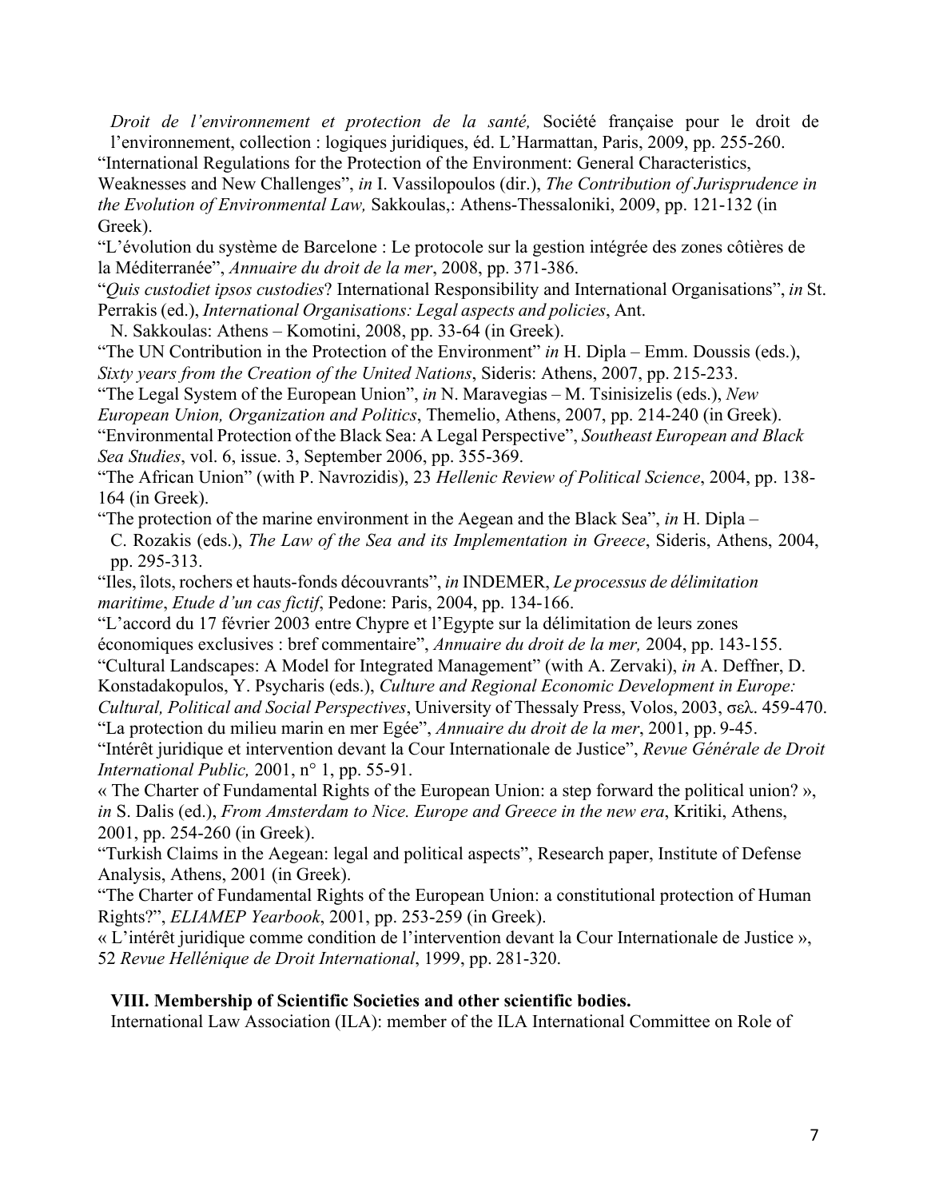*Droit de l'environnement et protection de la santé,* Société française pour le droit de l'environnement, collection : logiques juridiques, éd. L'Harmattan, Paris, 2009, pp. 255-260.

"International Regulations for the Protection of the Environment: General Characteristics, Weaknesses and New Challenges", *in* I. Vassilopoulos (dir.), *The Contribution of Jurisprudence in the Evolution of Environmental Law,* Sakkoulas,: Athens-Thessaloniki, 2009, pp. 121-132 (in Greek).

"L'évolution du système de Barcelone : Le protocole sur la gestion intégrée des zones côtières de la Méditerranée", *Annuaire du droit de la mer*, 2008, pp. 371-386.

"*Quis custodiet ipsos custodies*? International Responsibility and International Organisations", *in* St. Perrakis (ed.), *International Organisations: Legal aspects and policies*, Ant. N. Sakkoulas: Athens – Komotini, 2008, pp. 33-64 (in Greek).

"The UN Contribution in the Protection of the Environment" *in* H. Dipla – Emm. Doussis (eds.), *Sixty years from the Creation of the United Nations*, Sideris: Athens, 2007, pp. 215-233.

"The Legal System of the European Union", *in* N. Maravegias – M. Tsinisizelis (eds.), *New European Union, Organization and Politics*, Themelio, Athens, 2007, pp. 214-240 (in Greek).

"Environmental Protection of the Black Sea: A Legal Perspective", *Southeast European and Black Sea Studies*, vol. 6, issue. 3, September 2006, pp. 355-369.

"The African Union" (with P. Navrozidis), 23 *Hellenic Review of Political Science*, 2004, pp. 138-164 (in Greek).

"The protection of the marine environment in the Aegean and the Black Sea", *in* H. Dipla – C. Rozakis (eds.), *The Law of the Sea and its Implementation in Greece*, Sideris, Athens, 2004, pp. 295-313.

"Iles, îlots, rochers et hauts-fonds découvrants", *in* INDEMER, *Le processus de délimitation maritime*, *Etude d'un cas fictif*, Pedone: Paris, 2004, pp. 134-166.

"L'accord du 17 février 2003 entre Chypre et l'Egypte sur la délimitation de leurs zones économiques exclusives : bref commentaire", *Annuaire du droit de la mer,* 2004, pp. 143-155.

"Cultural Landscapes: A Model for Integrated Management" (with A. Zervaki), *in* A. Deffner, D. Konstadakopulos, Y. Psycharis (eds.), *Culture and Regional Economic Development in Europe: Cultural, Political and Social Perspectives*, University of Thessaly Press, Volos, 2003, σελ. 459-470.

"La protection du milieu marin en mer Egée", *Annuaire du droit de la mer*, 2001, pp. 9-45.

"Intérêt juridique et intervention devant la Cour Internationale de Justice", *Revue Générale de Droit International Public,* 2001, n° 1, pp. 55-91.

« The Charter of Fundamental Rights of the European Union: a step forward the political union? », *in* S. Dalis (ed.), *From Amsterdam to Nice. Europe and Greece in the new era*, Kritiki, Athens, 2001, pp. 254-260 (in Greek).

"Turkish Claims in the Aegean: legal and political aspects", Research paper, Institute of Defense Analysis, Athens, 2001 (in Greek).

"The Charter of Fundamental Rights of the European Union: a constitutional protection of Human Rights?", *ELIAMEP Yearbook*, 2001, pp. 253-259 (in Greek).

« L'intérêt juridique comme condition de l'intervention devant la Cour Internationale de Justice », 52 *Revue Hellénique de Droit International*, 1999, pp. 281-320.

**VIII. Membership of Scientific Societies and other scientific bodies.**

International Law Association (ILA): member of the ILA International Committee on Role of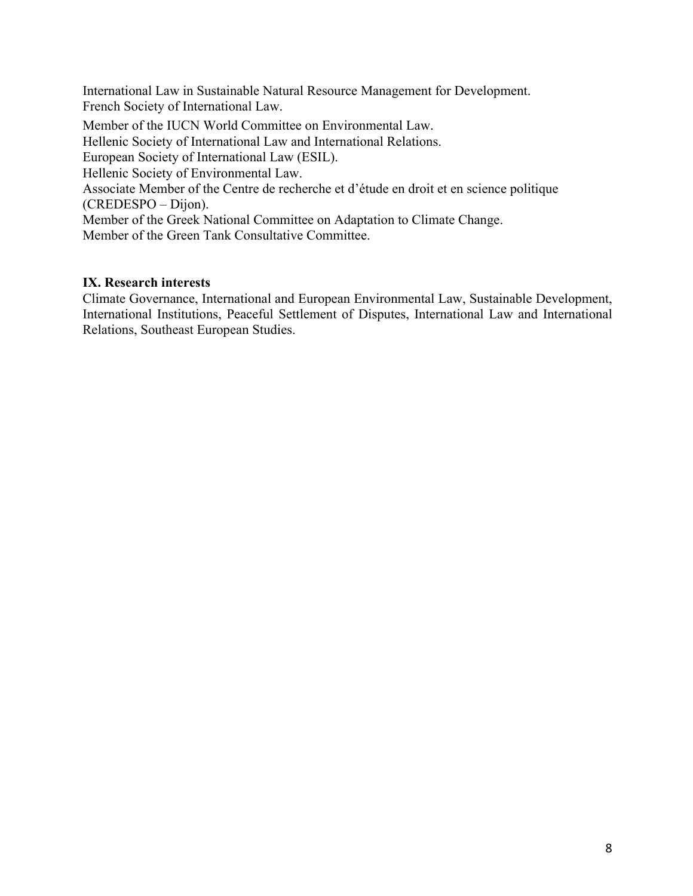International Law in Sustainable Natural Resource Management for Development.
French Society of International Law.

Member of the IUCN World Committee on Environmental Law.
Hellenic Society of International Law and International Relations.
European Society of International Law (ESIL).
Hellenic Society of Environmental Law.
Associate Member of the Centre de recherche et d'étude en droit et en science politique (CREDESPO – Dijon).
Member of the Greek National Committee on Adaptation to Climate Change.
Member of the Green Tank Consultative Committee.

**IX. Research interests**

Climate Governance, International and European Environmental Law, Sustainable Development, International Institutions, Peaceful Settlement of Disputes, International Law and International Relations, Southeast European Studies.